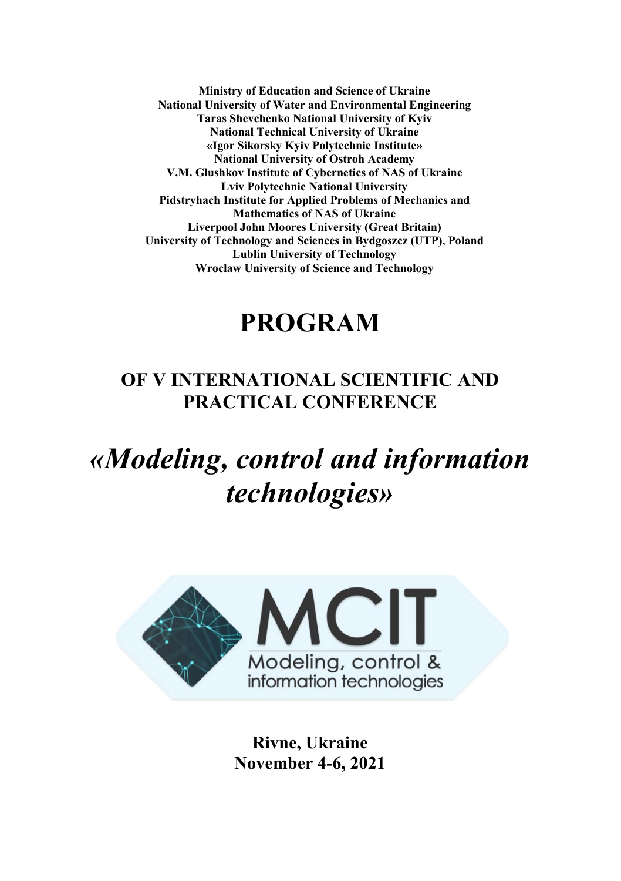**Ministry of Education and Science of Ukraine**
**National University of Water and Environmental Engineering**
**Taras Shevchenko National University of Kyiv**
**National Technical University of Ukraine**
**«Igor Sikorsky Kyiv Polytechnic Institute»**
**National University of Ostroh Academy**
**V.M. Glushkov Institute of Cybernetics of NAS of Ukraine**
**Lviv Polytechnic National University**
**Pidstryhach Institute for Applied Problems of Mechanics and Mathematics of NAS of Ukraine**
**Liverpool John Moores University (Great Britain)**
**University of Technology and Sciences in Bydgoszcz (UTP), Poland**
**Lublin University of Technology**
**Wroclaw University of Science and Technology**

# PROGRAM

## OF V INTERNATIONAL SCIENTIFIC AND PRACTICAL CONFERENCE

# *«Modeling, control and information technologies»*

MCIT
Modeling, control & information technologies

**Rivne, Ukraine**
**November 4-6, 2021**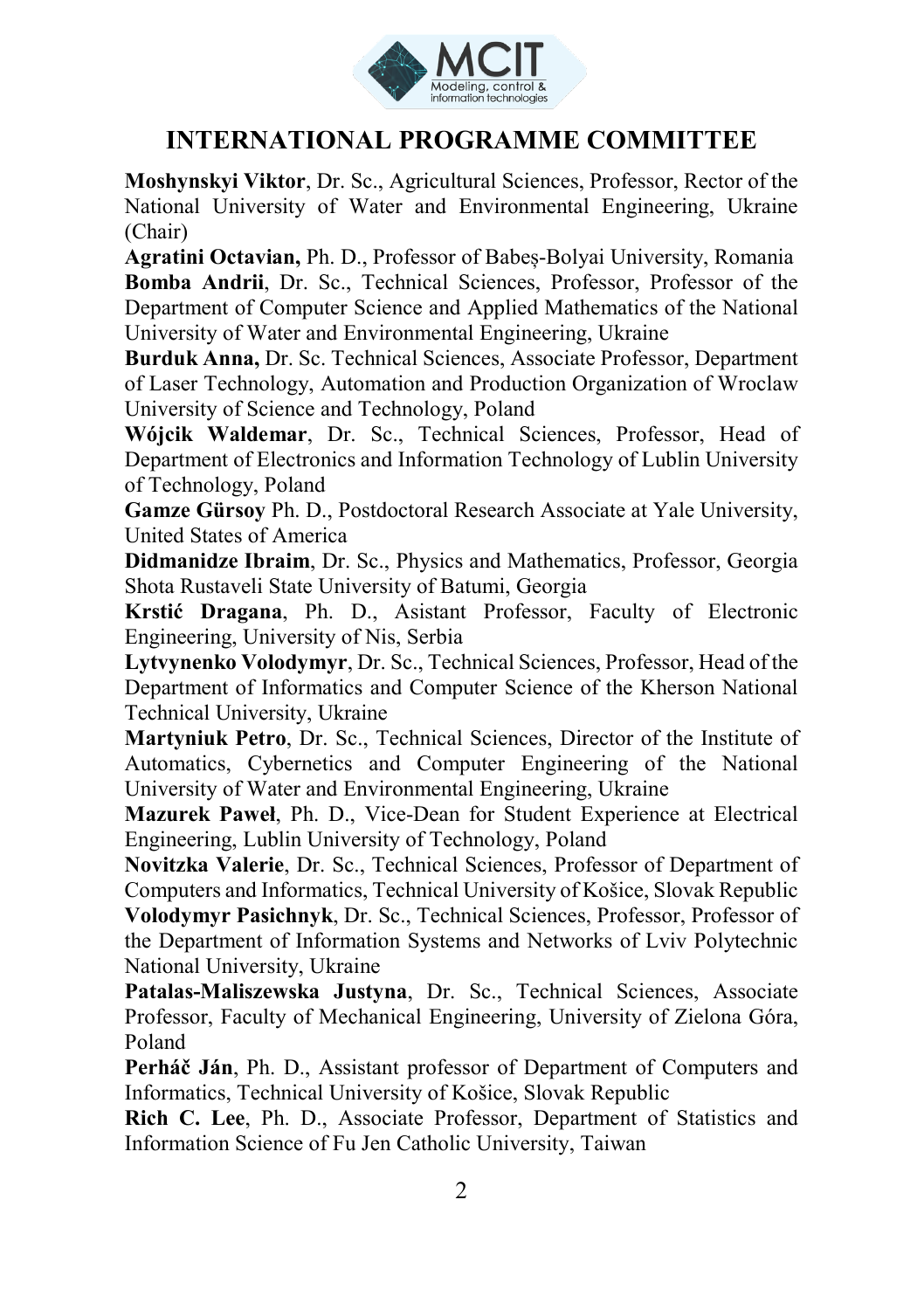# INTERNATIONAL PROGRAMME COMMITTEE

**Moshynskyi Viktor**, Dr. Sc., Agricultural Sciences, Professor, Rector of the National University of Water and Environmental Engineering, Ukraine (Chair)

**Agratini Octavian,** Ph. D., Professor of Babeş-Bolyai University, Romania

**Bomba Andrii**, Dr. Sc., Technical Sciences, Professor, Professor of the Department of Computer Science and Applied Mathematics of the National University of Water and Environmental Engineering, Ukraine

**Burduk Anna,** Dr. Sc. Technical Sciences, Associate Professor, Department of Laser Technology, Automation and Production Organization of Wroclaw University of Science and Technology, Poland

**Wójcik Waldemar**, Dr. Sc., Technical Sciences, Professor, Head of Department of Electronics and Information Technology of Lublin University of Technology, Poland

**Gamze Gürsoy** Ph. D., Postdoctoral Research Associate at Yale University, United States of America

**Didmanidze Ibraim**, Dr. Sc., Physics and Mathematics, Professor, Georgia Shota Rustaveli State University of Batumi, Georgia

**Krstić Dragana**, Ph. D., Asistant Professor, Faculty of Electronic Engineering, University of Nis, Serbia

**Lytvynenko Volodymyr**, Dr. Sc., Technical Sciences, Professor, Head of the Department of Informatics and Computer Science of the Kherson National Technical University, Ukraine

**Martyniuk Petro**, Dr. Sc., Technical Sciences, Director of the Institute of Automatics, Cybernetics and Computer Engineering of the National University of Water and Environmental Engineering, Ukraine

**Mazurek Paweł**, Ph. D., Vice-Dean for Student Experience at Electrical Engineering, Lublin University of Technology, Poland

**Novitzka Valerie**, Dr. Sc., Technical Sciences, Professor of Department of Computers and Informatics, Technical University of Košice, Slovak Republic

**Volodymyr Pasichnyk**, Dr. Sc., Technical Sciences, Professor, Professor of the Department of Information Systems and Networks of Lviv Polytechnic National University, Ukraine

**Patalas-Maliszewska Justyna**, Dr. Sc., Technical Sciences, Associate Professor, Faculty of Mechanical Engineering, University of Zielona Góra, Poland

**Perháč Ján**, Ph. D., Assistant professor of Department of Computers and Informatics, Technical University of Košice, Slovak Republic

**Rich C. Lee**, Ph. D., Associate Professor, Department of Statistics and Information Science of Fu Jen Catholic University, Taiwan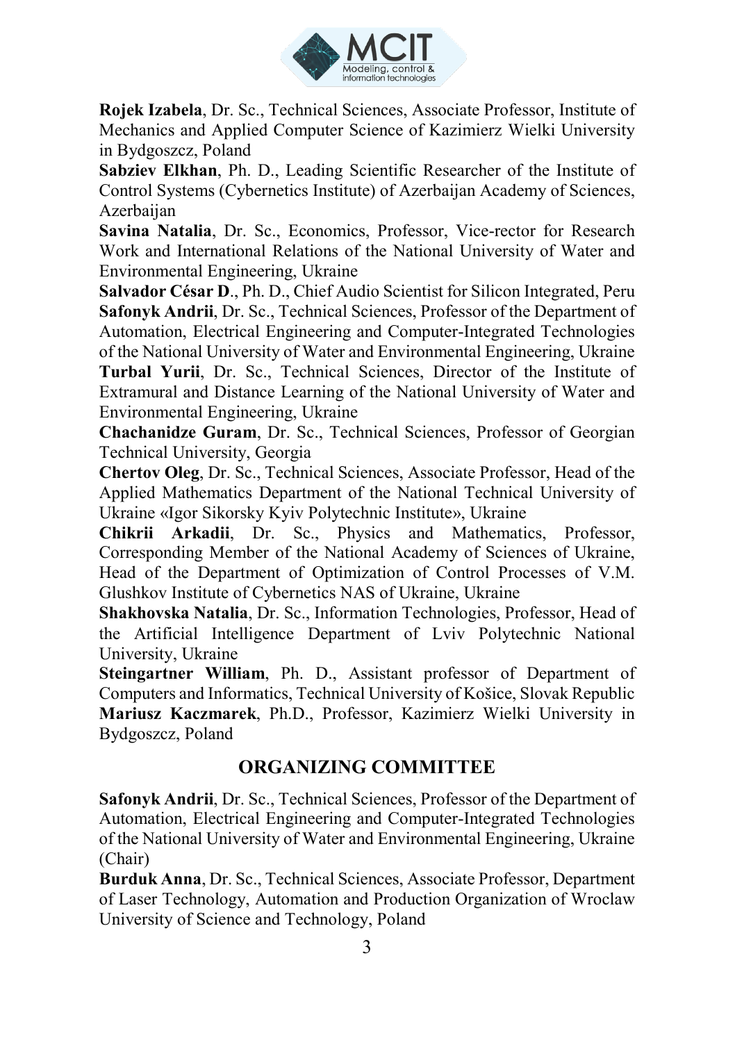**Rojek Izabela**, Dr. Sc., Technical Sciences, Associate Professor, Institute of Mechanics and Applied Computer Science of Kazimierz Wielki University in Bydgoszcz, Poland

**Sabziev Elkhan**, Ph. D., Leading Scientific Researcher of the Institute of Control Systems (Cybernetics Institute) of Azerbaijan Academy of Sciences, Azerbaijan

**Savina Natalia**, Dr. Sc., Economics, Professor, Vice-rector for Research Work and International Relations of the National University of Water and Environmental Engineering, Ukraine

**Salvador César D**., Ph. D., Chief Audio Scientist for Silicon Integrated, Peru

**Safonyk Andrii**, Dr. Sc., Technical Sciences, Professor of the Department of Automation, Electrical Engineering and Computer-Integrated Technologies of the National University of Water and Environmental Engineering, Ukraine

**Turbal Yurii**, Dr. Sc., Technical Sciences, Director of the Institute of Extramural and Distance Learning of the National University of Water and Environmental Engineering, Ukraine

**Chachanidze Guram**, Dr. Sc., Technical Sciences, Professor of Georgian Technical University, Georgia

**Chertov Oleg**, Dr. Sc., Technical Sciences, Associate Professor, Head of the Applied Mathematics Department of the National Technical University of Ukraine «Igor Sikorsky Kyiv Polytechnic Institute», Ukraine

**Chikrii Arkadii**, Dr. Sc., Physics and Mathematics, Professor, Corresponding Member of the National Academy of Sciences of Ukraine, Head of the Department of Optimization of Control Processes of V.M. Glushkov Institute of Cybernetics NAS of Ukraine, Ukraine

**Shakhovska Natalia**, Dr. Sc., Information Technologies, Professor, Head of the Artificial Intelligence Department of Lviv Polytechnic National University, Ukraine

**Steingartner William**, Ph. D., Assistant professor of Department of Computers and Informatics, Technical University of Košice, Slovak Republic

**Mariusz Kaczmarek**, Ph.D., Professor, Kazimierz Wielki University in Bydgoszcz, Poland

## ORGANIZING COMMITTEE

**Safonyk Andrii**, Dr. Sc., Technical Sciences, Professor of the Department of Automation, Electrical Engineering and Computer-Integrated Technologies of the National University of Water and Environmental Engineering, Ukraine (Chair)

**Burduk Anna**, Dr. Sc., Technical Sciences, Associate Professor, Department of Laser Technology, Automation and Production Organization of Wroclaw University of Science and Technology, Poland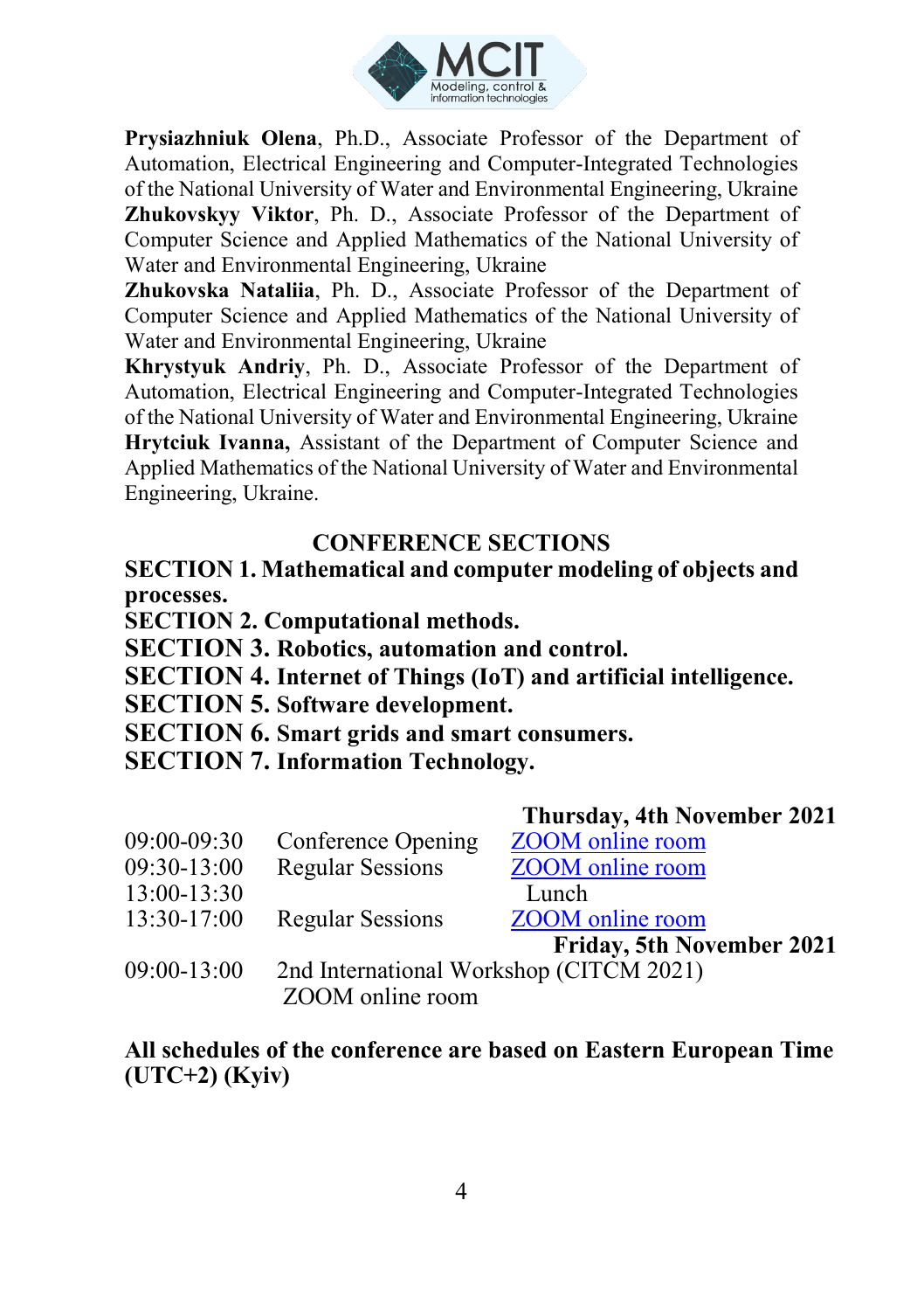**Prysiazhniuk Olena**, Ph.D., Associate Professor of the Department of Automation, Electrical Engineering and Computer-Integrated Technologies of the National University of Water and Environmental Engineering, Ukraine

**Zhukovskyy Viktor**, Ph. D., Associate Professor of the Department of Computer Science and Applied Mathematics of the National University of Water and Environmental Engineering, Ukraine

**Zhukovska Nataliia**, Ph. D., Associate Professor of the Department of Computer Science and Applied Mathematics of the National University of Water and Environmental Engineering, Ukraine

**Khrystyuk Andriy**, Ph. D., Associate Professor of the Department of Automation, Electrical Engineering and Computer-Integrated Technologies of the National University of Water and Environmental Engineering, Ukraine

**Hrytciuk Ivanna,** Assistant of the Department of Computer Science and Applied Mathematics of the National University of Water and Environmental Engineering, Ukraine.

## CONFERENCE SECTIONS

**SECTION 1. Mathematical and computer modeling of objects and processes.**

**SECTION 2. Computational methods.**

**SECTION 3. Robotics, automation and control.**

**SECTION 4. Internet of Things (IoT) and artificial intelligence.**

**SECTION 5. Software development.**

**SECTION 6. Smart grids and smart consumers.**

**SECTION 7. Information Technology.**

| | | **Thursday, 4th November 2021** |
|---|---|---|
| 09:00-09:30 | Conference Opening | ZOOM online room |
| 09:30-13:00 | Regular Sessions | ZOOM online room |
| 13:00-13:30 | | Lunch |
| 13:30-17:00 | Regular Sessions | ZOOM online room |
| | | **Friday, 5th November 2021** |
| 09:00-13:00 | 2nd International Workshop (CITCM 2021) ZOOM online room | |

**All schedules of the conference are based on Eastern European Time (UTC+2) (Kyiv)**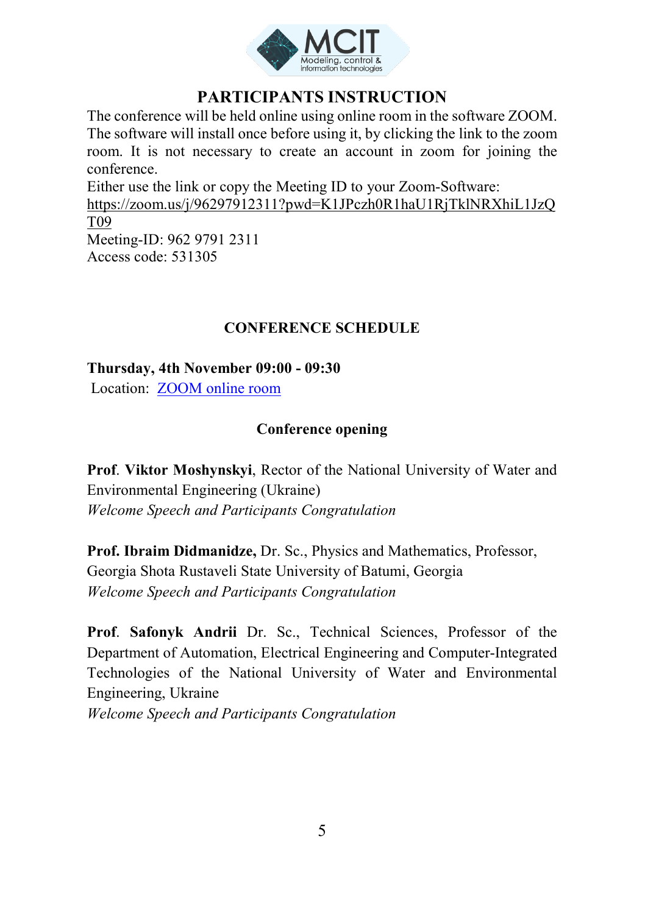# PARTICIPANTS INSTRUCTION

The conference will be held online using online room in the software ZOOM. The software will install once before using it, by clicking the link to the zoom room. It is not necessary to create an account in zoom for joining the conference.

Either use the link or copy the Meeting ID to your Zoom-Software:
https://zoom.us/j/96297912311?pwd=K1JPczh0R1haU1RjTklNRXhiL1JzQT09
Meeting-ID: 962 9791 2311
Access code: 531305

## CONFERENCE SCHEDULE

**Thursday, 4th November 09:00 - 09:30**
Location: ZOOM online room

### Conference opening

**Prof. Viktor Moshynskyi**, Rector of the National University of Water and Environmental Engineering (Ukraine)
*Welcome Speech and Participants Congratulation*

**Prof. Ibraim Didmanidze,** Dr. Sc., Physics and Mathematics, Professor, Georgia Shota Rustaveli State University of Batumi, Georgia
*Welcome Speech and Participants Congratulation*

**Prof. Safonyk Andrii** Dr. Sc., Technical Sciences, Professor of the Department of Automation, Electrical Engineering and Computer-Integrated Technologies of the National University of Water and Environmental Engineering, Ukraine
*Welcome Speech and Participants Congratulation*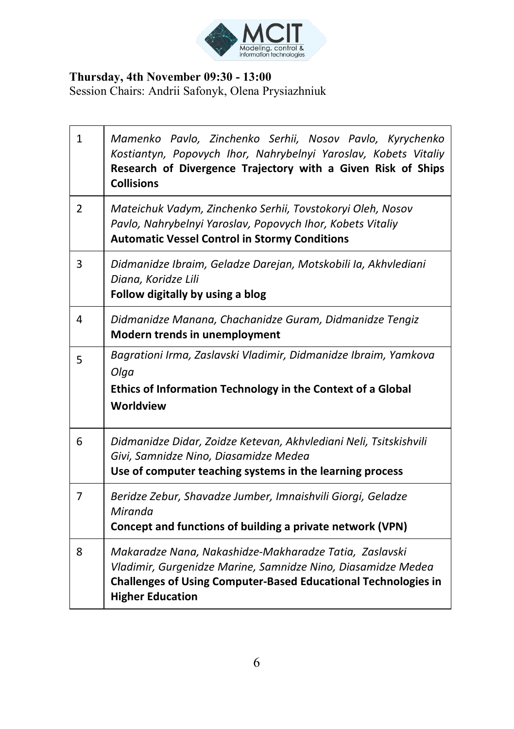**Thursday, 4th November 09:30 - 13:00**
Session Chairs: Andrii Safonyk, Olena Prysiazhniuk

| | |
|---|---|
| 1 | *Mamenko Pavlo, Zinchenko Serhii, Nosov Pavlo, Kyrychenko Kostiantyn, Popovych Ihor, Nahrybelnyi Yaroslav, Kobets Vitaliy* **Research of Divergence Trajectory with a Given Risk of Ships Collisions** |
| 2 | *Mateichuk Vadym, Zinchenko Serhii, Tovstokoryi Oleh, Nosov Pavlo, Nahrybelnyi Yaroslav, Popovych Ihor, Kobets Vitaliy* **Automatic Vessel Control in Stormy Conditions** |
| 3 | *Didmanidze Ibraim, Geladze Darejan, Motskobili Ia, Akhvlediani Diana, Koridze Lili* **Follow digitally by using a blog** |
| 4 | *Didmanidze Manana, Chachanidze Guram, Didmanidze Tengiz* **Modern trends in unemployment** |
| 5 | *Bagrationi Irma, Zaslavski Vladimir, Didmanidze Ibraim, Yamkova Olga* **Ethics of Information Technology in the Context of a Global Worldview** |
| 6 | *Didmanidze Didar, Zoidze Ketevan, Akhvlediani Neli, Tsitskishvili Givi, Samnidze Nino, Diasamidze Medea* **Use of computer teaching systems in the learning process** |
| 7 | *Beridze Zebur, Shavadze Jumber, Imnaishvili Giorgi, Geladze Miranda* **Concept and functions of building a private network (VPN)** |
| 8 | *Makaradze Nana, Nakashidze-Makharadze Tatia, Zaslavski Vladimir, Gurgenidze Marine, Samnidze Nino, Diasamidze Medea* **Challenges of Using Computer-Based Educational Technologies in Higher Education** |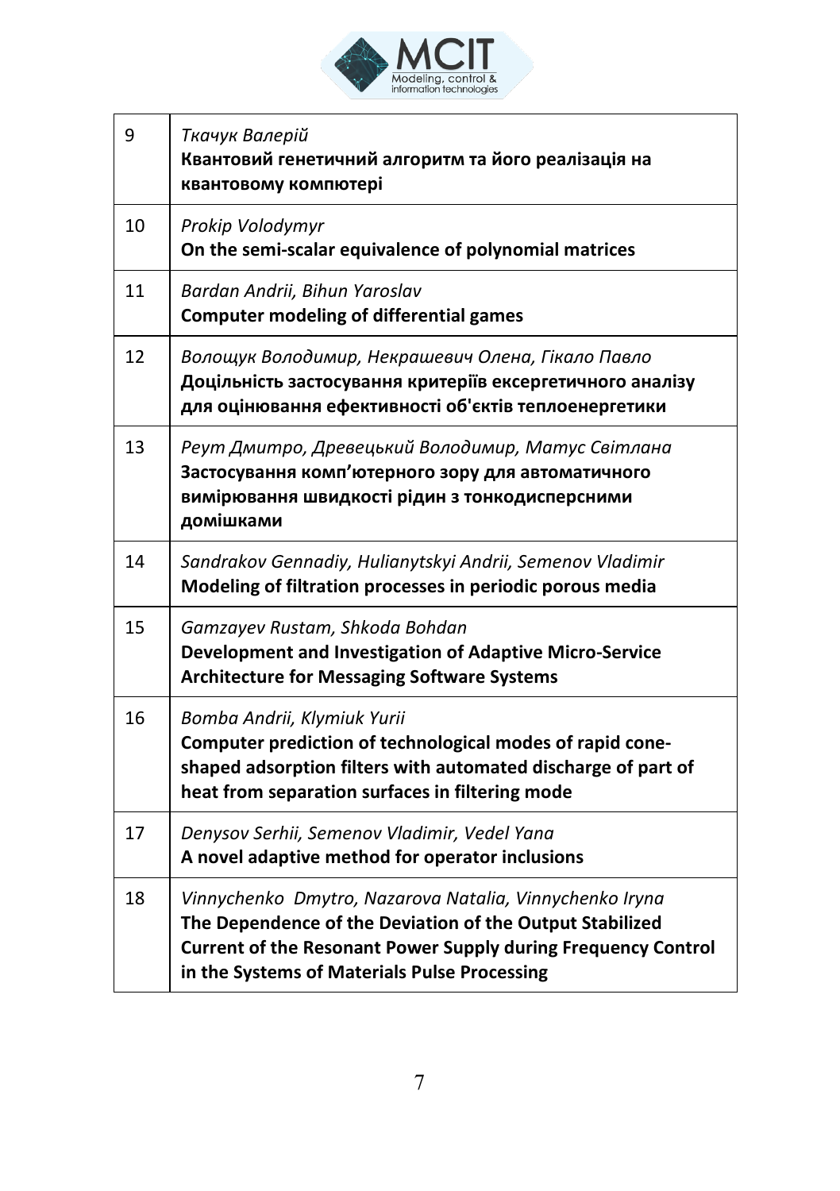| | |
|---|---|
| 9 | *Ткачук Валерій*<br>**Квантовий генетичний алгоритм та його реалізація на квантовому компютері** |
| 10 | *Prokip Volodymyr*<br>**On the semi-scalar equivalence of polynomial matrices** |
| 11 | *Bardan Andrii, Bihun Yaroslav*<br>**Computer modeling of differential games** |
| 12 | *Волощук Володимир, Некрашевич Олена, Гікало Павло*<br>**Доцільність застосування критеріїв ексергетичного аналізу для оцінювання ефективності об'єктів теплоенергетики** |
| 13 | *Реут Дмитро, Древецький Володимир, Матус Світлана*<br>**Застосування комп'ютерного зору для автоматичного вимірювання швидкості рідин з тонкодисперсними домішками** |
| 14 | *Sandrakov Gennadiy, Hulianytskyi Andrii, Semenov Vladimir*<br>**Modeling of filtration processes in periodic porous media** |
| 15 | *Gamzayev Rustam, Shkoda Bohdan*<br>**Development and Investigation of Adaptive Micro-Service Architecture for Messaging Software Systems** |
| 16 | *Bomba Andrii, Klymiuk Yurii*<br>**Computer prediction of technological modes of rapid cone-shaped adsorption filters with automated discharge of part of heat from separation surfaces in filtering mode** |
| 17 | *Denysov Serhii, Semenov Vladimir, Vedel Yana*<br>**A novel adaptive method for operator inclusions** |
| 18 | *Vinnychenko Dmytro, Nazarova Natalia, Vinnychenko Iryna*<br>**The Dependence of the Deviation of the Output Stabilized Current of the Resonant Power Supply during Frequency Control in the Systems of Materials Pulse Processing** |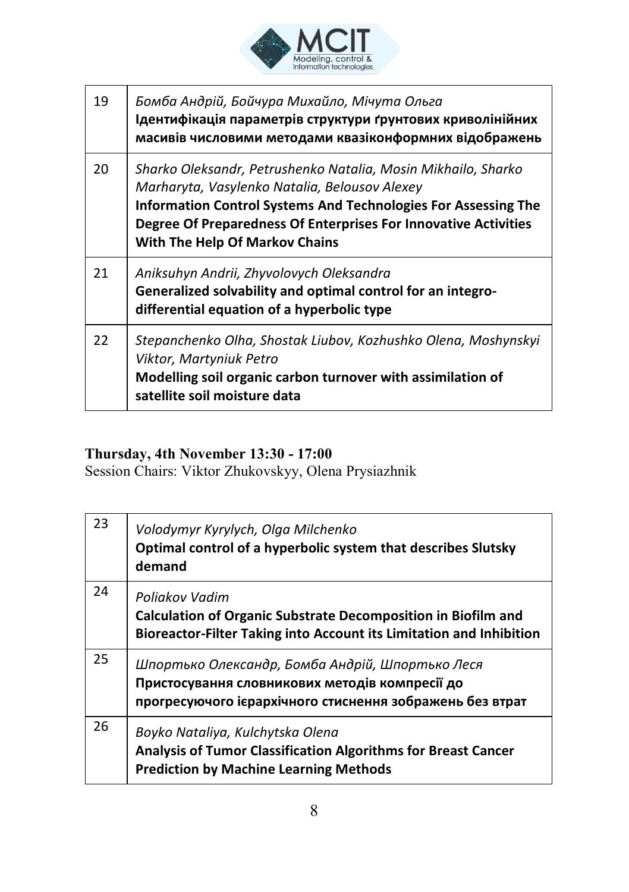| | |
|---|---|
| 19 | *Бомба Андрій, Бойчура Михайло, Мічута Ольга*<br>**Ідентифікація параметрів структури ґрунтових криволінійних масивів числовими методами квазіконформних відображень** |
| 20 | *Sharko Oleksandr, Petrushenko Natalia, Mosin Mikhailo, Sharko Marharyta, Vasylenko Natalia, Belousov Alexey*<br>**Information Control Systems And Technologies For Assessing The Degree Of Preparedness Of Enterprises For Innovative Activities With The Help Of Markov Chains** |
| 21 | *Aniksuhyn Andrii, Zhyvolovych Oleksandra*<br>**Generalized solvability and optimal control for an integro-differential equation of a hyperbolic type** |
| 22 | *Stepanchenko Olha, Shostak Liubov, Kozhushko Olena, Moshynskyi Viktor, Martyniuk Petro*<br>**Modelling soil organic carbon turnover with assimilation of satellite soil moisture data** |

**Thursday, 4th November 13:30 - 17:00**
Session Chairs: Viktor Zhukovskyy, Olena Prysiazhnik

| | |
|---|---|
| 23 | *Volodymyr Kyrylych, Olga Milchenko*<br>**Optimal control of a hyperbolic system that describes Slutsky demand** |
| 24 | *Poliakov Vadim*<br>**Calculation of Organic Substrate Decomposition in Biofilm and Bioreactor-Filter Taking into Account its Limitation and Inhibition** |
| 25 | *Шпортько Олександр, Бомба Андрій, Шпортько Леся*<br>**Пристосування словникових методів компресії до прогресуючого ієрархічного стиснення зображень без втрат** |
| 26 | *Boyko Nataliya, Kulchytska Olena*<br>**Analysis of Tumor Classification Algorithms for Breast Cancer Prediction by Machine Learning Methods** |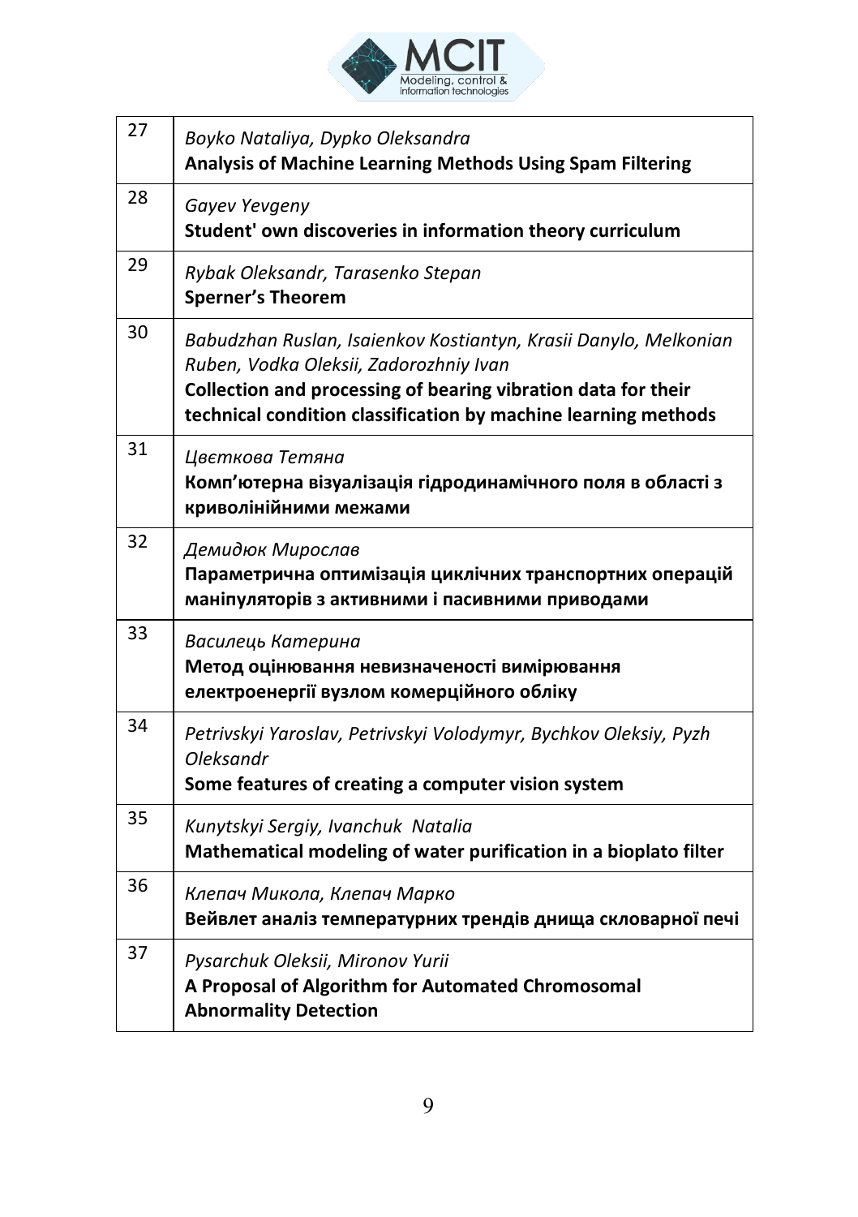| | |
|---|---|
| 27 | *Boyko Nataliya, Dypko Oleksandra*<br>**Analysis of Machine Learning Methods Using Spam Filtering** |
| 28 | *Gayev Yevgeny*<br>**Student' own discoveries in information theory curriculum** |
| 29 | *Rybak Oleksandr, Tarasenko Stepan*<br>**Sperner's Theorem** |
| 30 | *Babudzhan Ruslan, Isaienkov Kostiantyn, Krasii Danylo, Melkonian Ruben, Vodka Oleksii, Zadorozhniy Ivan*<br>**Collection and processing of bearing vibration data for their technical condition classification by machine learning methods** |
| 31 | *Цвєткова Тетяна*<br>**Комп'ютерна візуалізація гідродинамічного поля в області з криволінійними межами** |
| 32 | *Демидюк Мирослав*<br>**Параметрична оптимізація циклічних транспортних операцій маніпуляторів з активними і пасивними приводами** |
| 33 | *Василець Катерина*<br>**Метод оцінювання невизначеності вимірювання електроенергії вузлом комерційного обліку** |
| 34 | *Petrivskyi Yaroslav, Petrivskyi Volodymyr, Bychkov Oleksiy, Pyzh Oleksandr*<br>**Some features of creating a computer vision system** |
| 35 | *Kunytskyi Sergiy, Ivanchuk Natalia*<br>**Mathematical modeling of water purification in a bioplato filter** |
| 36 | *Клепач Микола, Клепач Марко*<br>**Вейвлет аналіз температурних трендів днища скловарної печі** |
| 37 | *Pysarchuk Oleksii, Mironov Yurii*<br>**A Proposal of Algorithm for Automated Chromosomal Abnormality Detection** |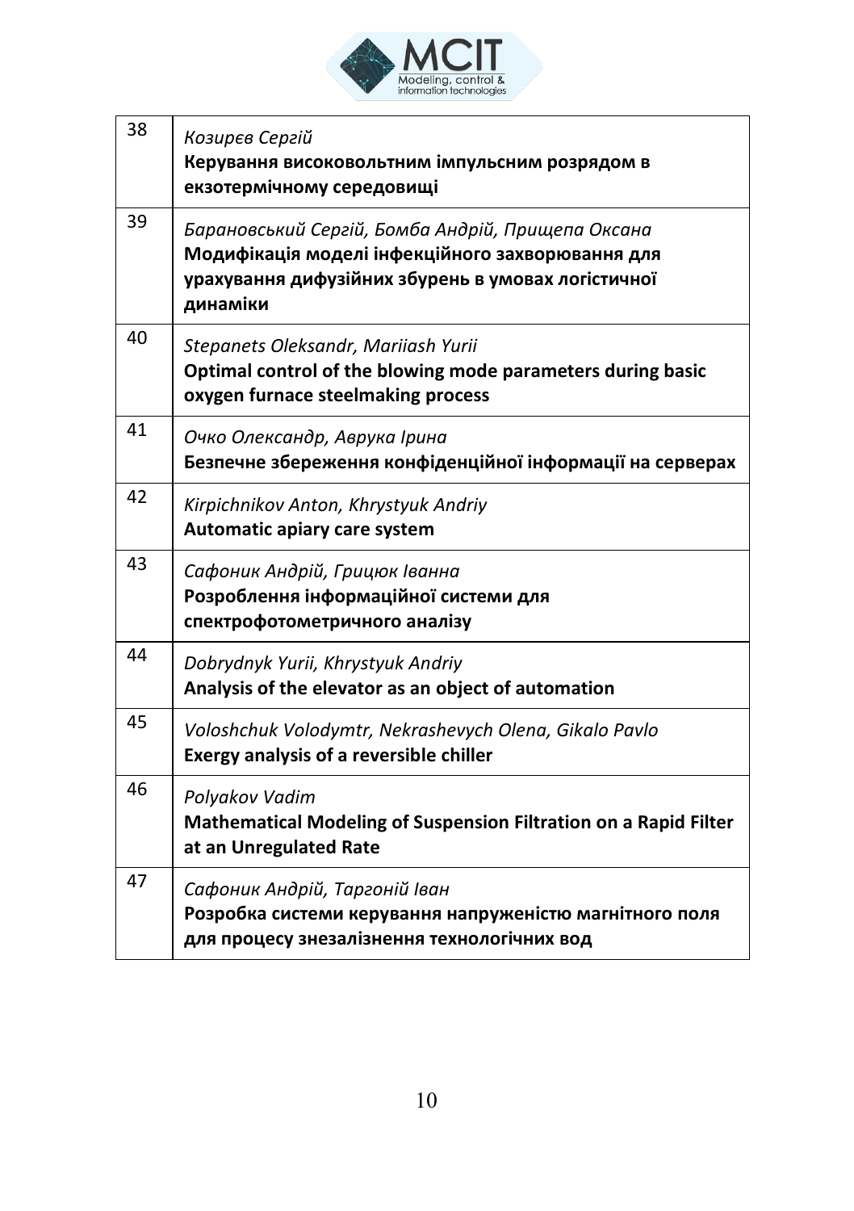| | |
|---|---|
| 38 | *Козирєв Сергій*<br>**Керування високовольтним імпульсним розрядом в екзотермічному середовищі** |
| 39 | *Барановський Сергій, Бомба Андрій, Прищепа Оксана*<br>**Модифікація моделі інфекційного захворювання для урахування дифузійних збурень в умовах логістичної динаміки** |
| 40 | *Stepanets Oleksandr, Mariiash Yurii*<br>**Optimal control of the blowing mode parameters during basic oxygen furnace steelmaking process** |
| 41 | *Очко Олександр, Аврука Ірина*<br>**Безпечне збереження конфіденційної інформації на серверах** |
| 42 | *Kirpichnikov Anton, Khrystyuk Andriy*<br>**Automatic apiary care system** |
| 43 | *Сафоник Андрій, Грицюк Іванна*<br>**Розроблення інформаційної системи для спектрофотометричного аналізу** |
| 44 | *Dobrydnyk Yurii, Khrystyuk Andriy*<br>**Analysis of the elevator as an object of automation** |
| 45 | *Voloshchuk Volodymtr, Nekrashevych Olena, Gikalo Pavlo*<br>**Exergy analysis of a reversible chiller** |
| 46 | *Polyakov Vadim*<br>**Mathematical Modeling of Suspension Filtration on a Rapid Filter at an Unregulated Rate** |
| 47 | *Сафоник Андрій, Таргоній Іван*<br>**Розробка системи керування напруженістю магнітного поля для процесу знезалізнення технологічних вод** |